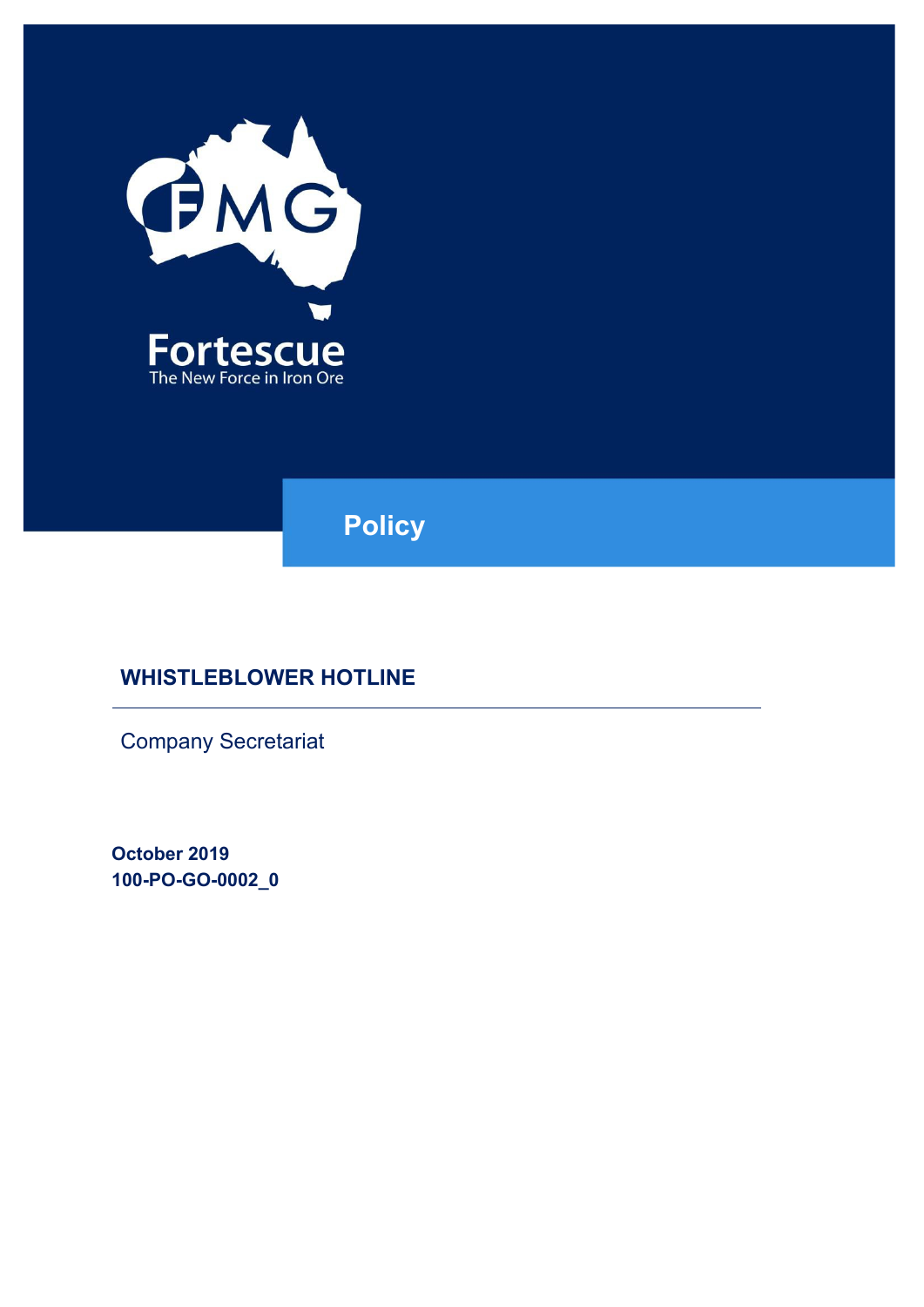FMG

Fortescue

The New Force in Iron Ore

**Policy**

# WHISTLEBLOWER HOTLINE

Company Secretariat

**October 2019**
**100-PO-GO-0002_0**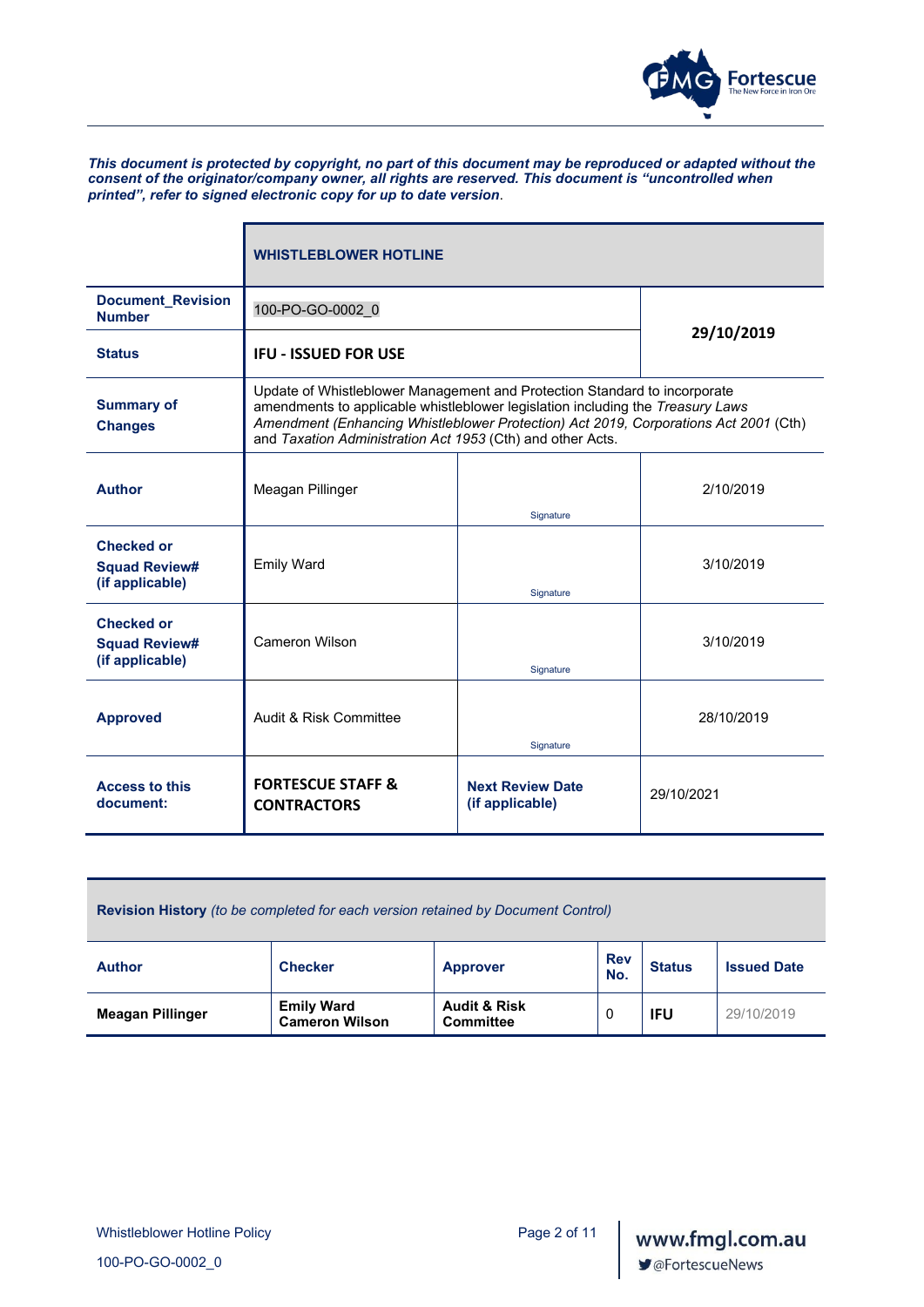***This document is protected by copyright, no part of this document may be reproduced or adapted without the consent of the originator/company owner, all rights are reserved. This document is "uncontrolled when printed", refer to signed electronic copy for up to date version***.

| | **WHISTLEBLOWER HOTLINE** | | |
|---|---|---|---|
| **Document_Revision Number** | 100-PO-GO-0002_0 | | **29/10/2019** |
| **Status** | **IFU - ISSUED FOR USE** | | |
| **Summary of Changes** | Update of Whistleblower Management and Protection Standard to incorporate amendments to applicable whistleblower legislation including the *Treasury Laws Amendment (Enhancing Whistleblower Protection) Act 2019, Corporations Act 2001* (Cth) and *Taxation Administration Act 1953* (Cth) and other Acts. | | |
| **Author** | Meagan Pillinger | Signature | 2/10/2019 |
| **Checked or Squad Review# (if applicable)** | Emily Ward | Signature | 3/10/2019 |
| **Checked or Squad Review# (if applicable)** | Cameron Wilson | Signature | 3/10/2019 |
| **Approved** | Audit & Risk Committee | Signature | 28/10/2019 |
| **Access to this document:** | **FORTESCUE STAFF & CONTRACTORS** | **Next Review Date (if applicable)** | 29/10/2021 |

**Revision History** *(to be completed for each version retained by Document Control)*

| **Author** | **Checker** | **Approver** | **Rev No.** | **Status** | **Issued Date** |
|---|---|---|---|---|---|
| **Meagan Pillinger** | **Emily Ward Cameron Wilson** | **Audit & Risk Committee** | 0 | **IFU** | 29/10/2019 |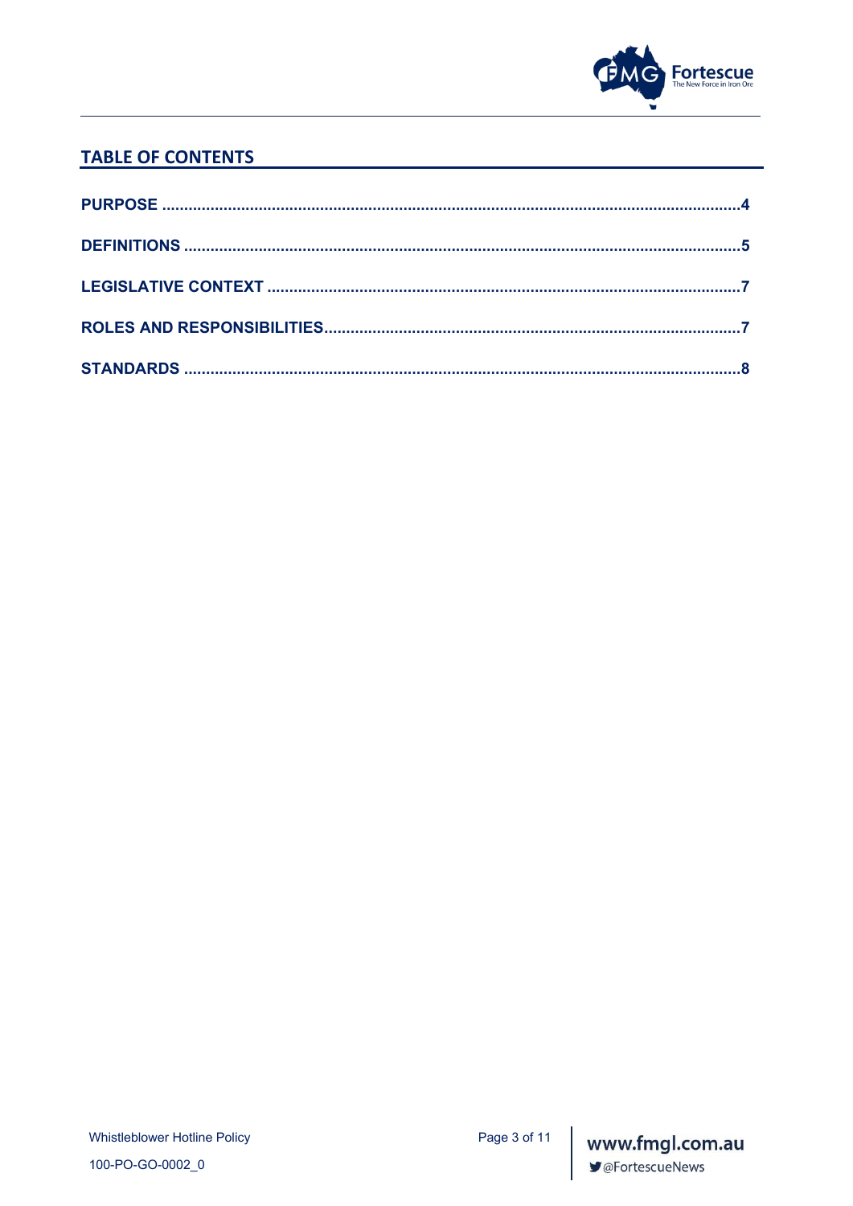## TABLE OF CONTENTS

**PURPOSE** ..........4

**DEFINITIONS** ..........5

**LEGISLATIVE CONTEXT** ..........7

**ROLES AND RESPONSIBILITIES** ..........7

**STANDARDS** ..........8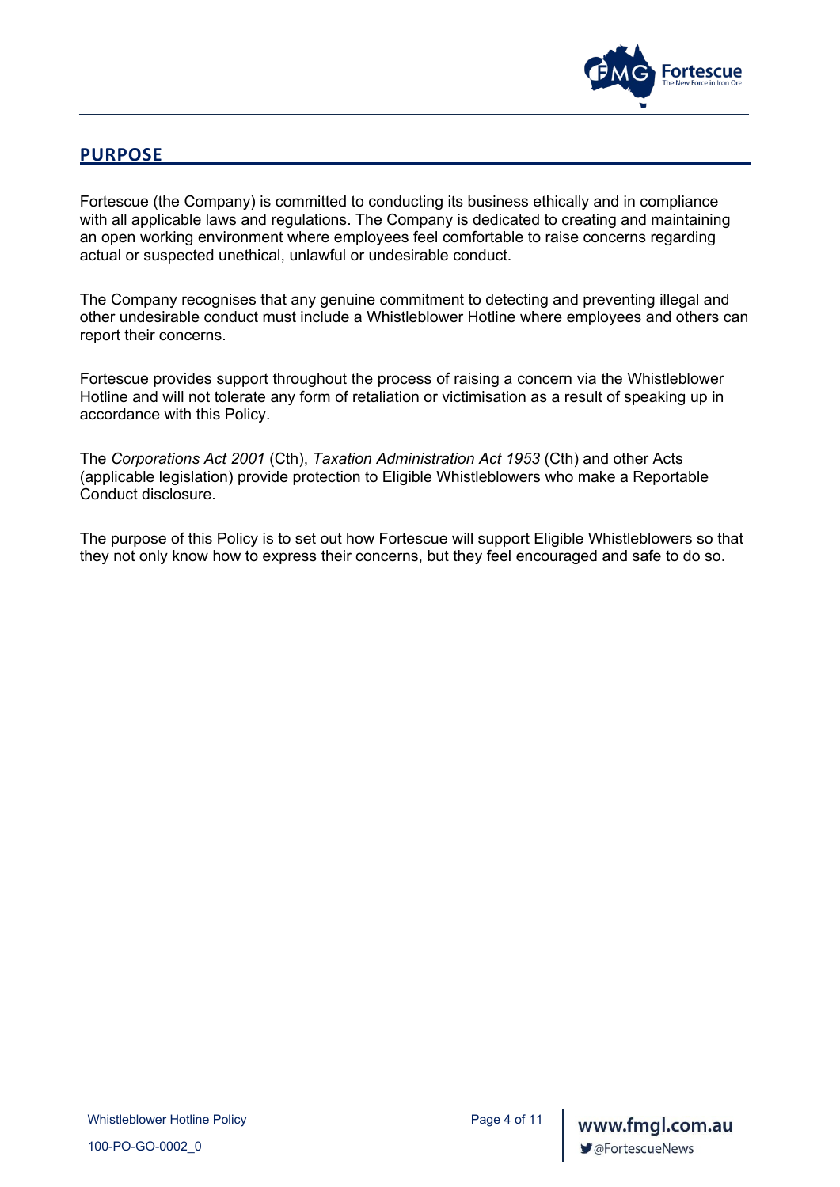## PURPOSE

Fortescue (the Company) is committed to conducting its business ethically and in compliance with all applicable laws and regulations. The Company is dedicated to creating and maintaining an open working environment where employees feel comfortable to raise concerns regarding actual or suspected unethical, unlawful or undesirable conduct.

The Company recognises that any genuine commitment to detecting and preventing illegal and other undesirable conduct must include a Whistleblower Hotline where employees and others can report their concerns.

Fortescue provides support throughout the process of raising a concern via the Whistleblower Hotline and will not tolerate any form of retaliation or victimisation as a result of speaking up in accordance with this Policy.

The *Corporations Act 2001* (Cth), *Taxation Administration Act 1953* (Cth) and other Acts (applicable legislation) provide protection to Eligible Whistleblowers who make a Reportable Conduct disclosure.

The purpose of this Policy is to set out how Fortescue will support Eligible Whistleblowers so that they not only know how to express their concerns, but they feel encouraged and safe to do so.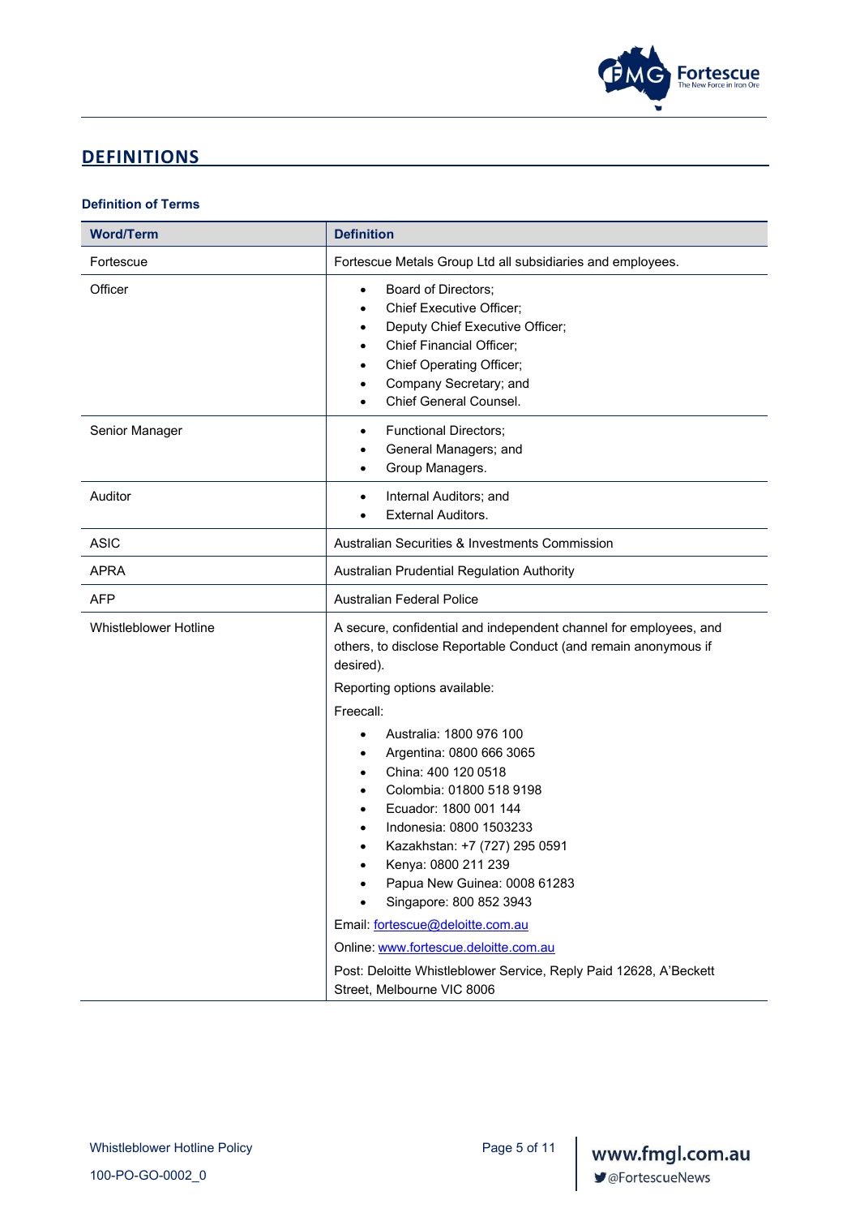## DEFINITIONS

### Definition of Terms

| Word/Term | Definition |
|---|---|
| Fortescue | Fortescue Metals Group Ltd all subsidiaries and employees. |
| Officer | • Board of Directors;<br>• Chief Executive Officer;<br>• Deputy Chief Executive Officer;<br>• Chief Financial Officer;<br>• Chief Operating Officer;<br>• Company Secretary; and<br>• Chief General Counsel. |
| Senior Manager | • Functional Directors;<br>• General Managers; and<br>• Group Managers. |
| Auditor | • Internal Auditors; and<br>• External Auditors. |
| ASIC | Australian Securities & Investments Commission |
| APRA | Australian Prudential Regulation Authority |
| AFP | Australian Federal Police |
| Whistleblower Hotline | A secure, confidential and independent channel for employees, and others, to disclose Reportable Conduct (and remain anonymous if desired).<br>Reporting options available:<br>Freecall:<br>• Australia: 1800 976 100<br>• Argentina: 0800 666 3065<br>• China: 400 120 0518<br>• Colombia: 01800 518 9198<br>• Ecuador: 1800 001 144<br>• Indonesia: 0800 1503233<br>• Kazakhstan: +7 (727) 295 0591<br>• Kenya: 0800 211 239<br>• Papua New Guinea: 0008 61283<br>• Singapore: 800 852 3943<br>Email: fortescue@deloitte.com.au<br>Online: www.fortescue.deloitte.com.au<br>Post: Deloitte Whistleblower Service, Reply Paid 12628, A'Beckett Street, Melbourne VIC 8006 |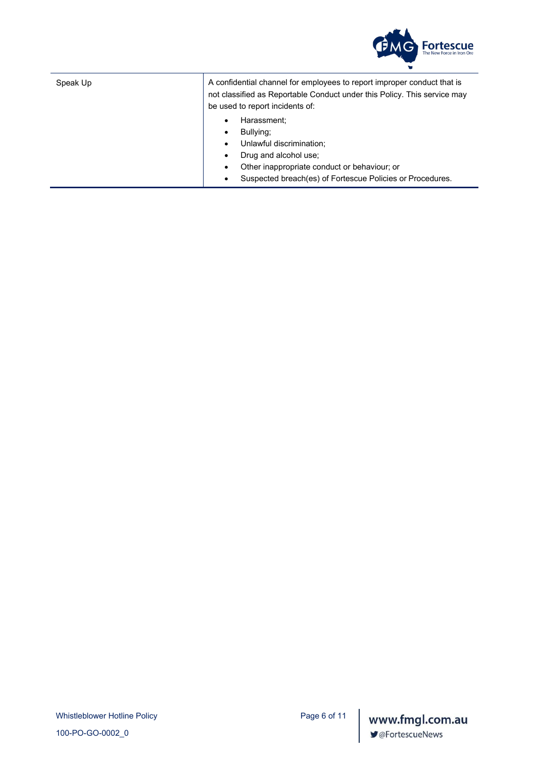| | |
|---|---|
| Speak Up | A confidential channel for employees to report improper conduct that is not classified as Reportable Conduct under this Policy. This service may be used to report incidents of:<br>• Harassment;<br>• Bullying;<br>• Unlawful discrimination;<br>• Drug and alcohol use;<br>• Other inappropriate conduct or behaviour; or<br>• Suspected breach(es) of Fortescue Policies or Procedures. |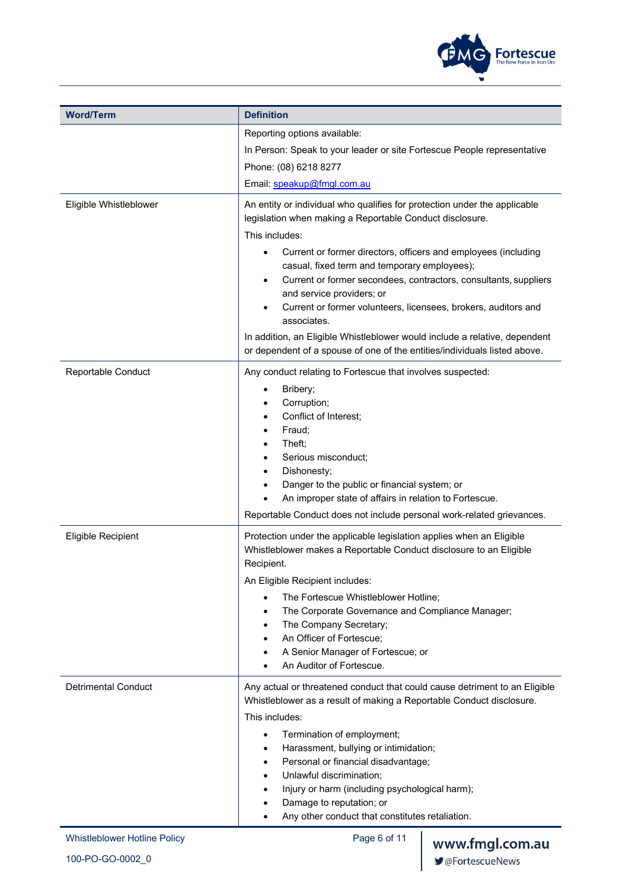| Word/Term | Definition |
|---|---|
| | Reporting options available:<br>In Person: Speak to your leader or site Fortescue People representative<br>Phone: (08) 6218 8277<br>Email: speakup@fmgl.com.au |
| Eligible Whistleblower | An entity or individual who qualifies for protection under the applicable legislation when making a Reportable Conduct disclosure.<br>This includes:<br>• Current or former directors, officers and employees (including casual, fixed term and temporary employees);<br>• Current or former secondees, contractors, consultants, suppliers and service providers; or<br>• Current or former volunteers, licensees, brokers, auditors and associates.<br>In addition, an Eligible Whistleblower would include a relative, dependent or dependent of a spouse of one of the entities/individuals listed above. |
| Reportable Conduct | Any conduct relating to Fortescue that involves suspected:<br>• Bribery;<br>• Corruption;<br>• Conflict of Interest;<br>• Fraud;<br>• Theft;<br>• Serious misconduct;<br>• Dishonesty;<br>• Danger to the public or financial system; or<br>• An improper state of affairs in relation to Fortescue.<br>Reportable Conduct does not include personal work-related grievances. |
| Eligible Recipient | Protection under the applicable legislation applies when an Eligible Whistleblower makes a Reportable Conduct disclosure to an Eligible Recipient.<br>An Eligible Recipient includes:<br>• The Fortescue Whistleblower Hotline;<br>• The Corporate Governance and Compliance Manager;<br>• The Company Secretary;<br>• An Officer of Fortescue;<br>• A Senior Manager of Fortescue; or<br>• An Auditor of Fortescue. |
| Detrimental Conduct | Any actual or threatened conduct that could cause detriment to an Eligible Whistleblower as a result of making a Reportable Conduct disclosure.<br>This includes:<br>• Termination of employment;<br>• Harassment, bullying or intimidation;<br>• Personal or financial disadvantage;<br>• Unlawful discrimination;<br>• Injury or harm (including psychological harm);<br>• Damage to reputation; or<br>• Any other conduct that constitutes retaliation. |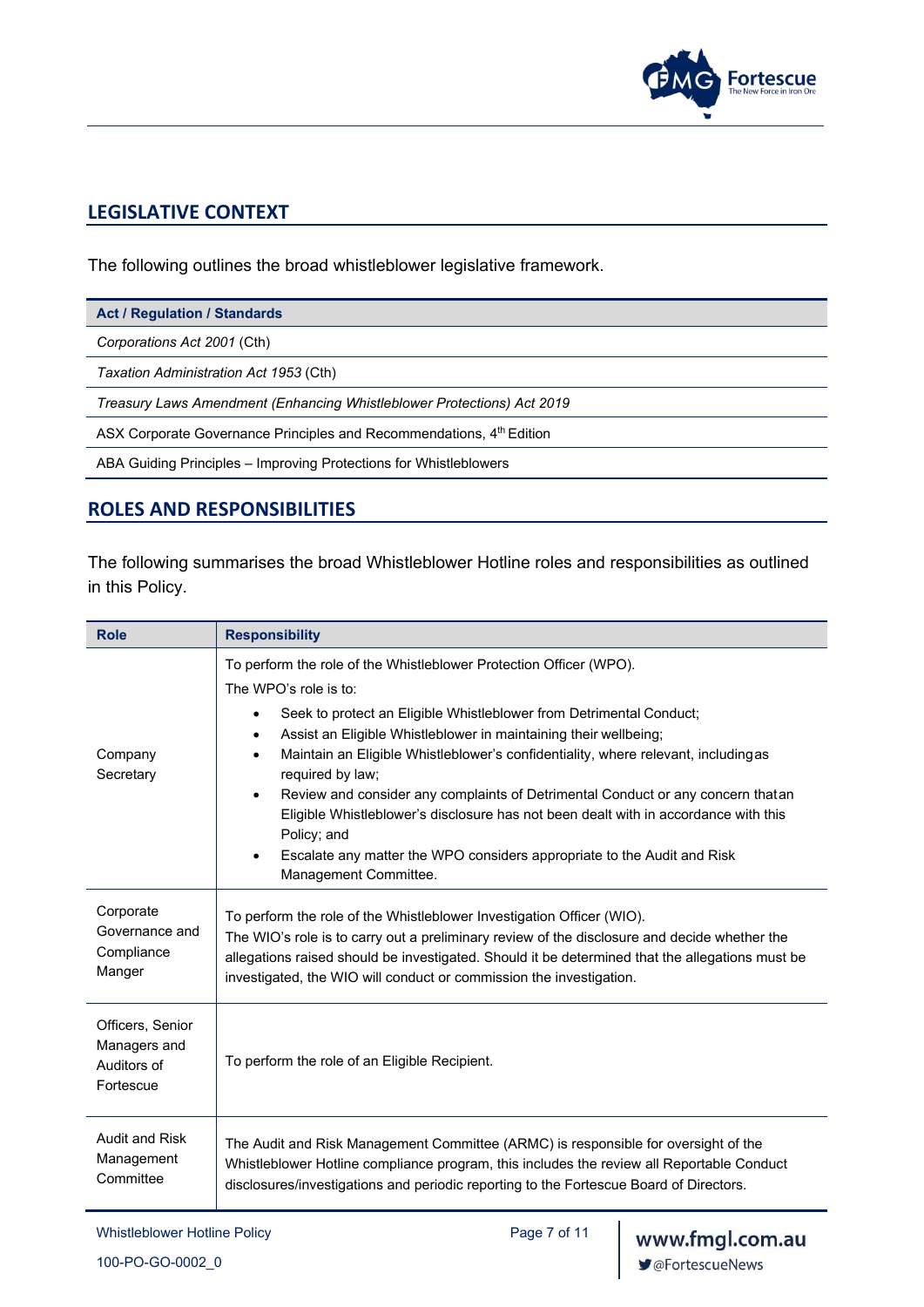## LEGISLATIVE CONTEXT

The following outlines the broad whistleblower legislative framework.

| Act / Regulation / Standards |
|---|
| *Corporations Act 2001* (Cth) |
| *Taxation Administration Act 1953* (Cth) |
| *Treasury Laws Amendment (Enhancing Whistleblower Protections) Act 2019* |
| ASX Corporate Governance Principles and Recommendations, 4th Edition |
| ABA Guiding Principles – Improving Protections for Whistleblowers |

## ROLES AND RESPONSIBILITIES

The following summarises the broad Whistleblower Hotline roles and responsibilities as outlined in this Policy.

| Role | Responsibility |
|---|---|
| Company Secretary | To perform the role of the Whistleblower Protection Officer (WPO).<br>The WPO's role is to:<br>• Seek to protect an Eligible Whistleblower from Detrimental Conduct;<br>• Assist an Eligible Whistleblower in maintaining their wellbeing;<br>• Maintain an Eligible Whistleblower's confidentiality, where relevant, including as required by law;<br>• Review and consider any complaints of Detrimental Conduct or any concern that an Eligible Whistleblower's disclosure has not been dealt with in accordance with this Policy; and<br>• Escalate any matter the WPO considers appropriate to the Audit and Risk Management Committee. |
| Corporate Governance and Compliance Manger | To perform the role of the Whistleblower Investigation Officer (WIO).<br>The WIO's role is to carry out a preliminary review of the disclosure and decide whether the allegations raised should be investigated. Should it be determined that the allegations must be investigated, the WIO will conduct or commission the investigation. |
| Officers, Senior Managers and Auditors of Fortescue | To perform the role of an Eligible Recipient. |
| Audit and Risk Management Committee | The Audit and Risk Management Committee (ARMC) is responsible for oversight of the Whistleblower Hotline compliance program, this includes the review all Reportable Conduct disclosures/investigations and periodic reporting to the Fortescue Board of Directors. |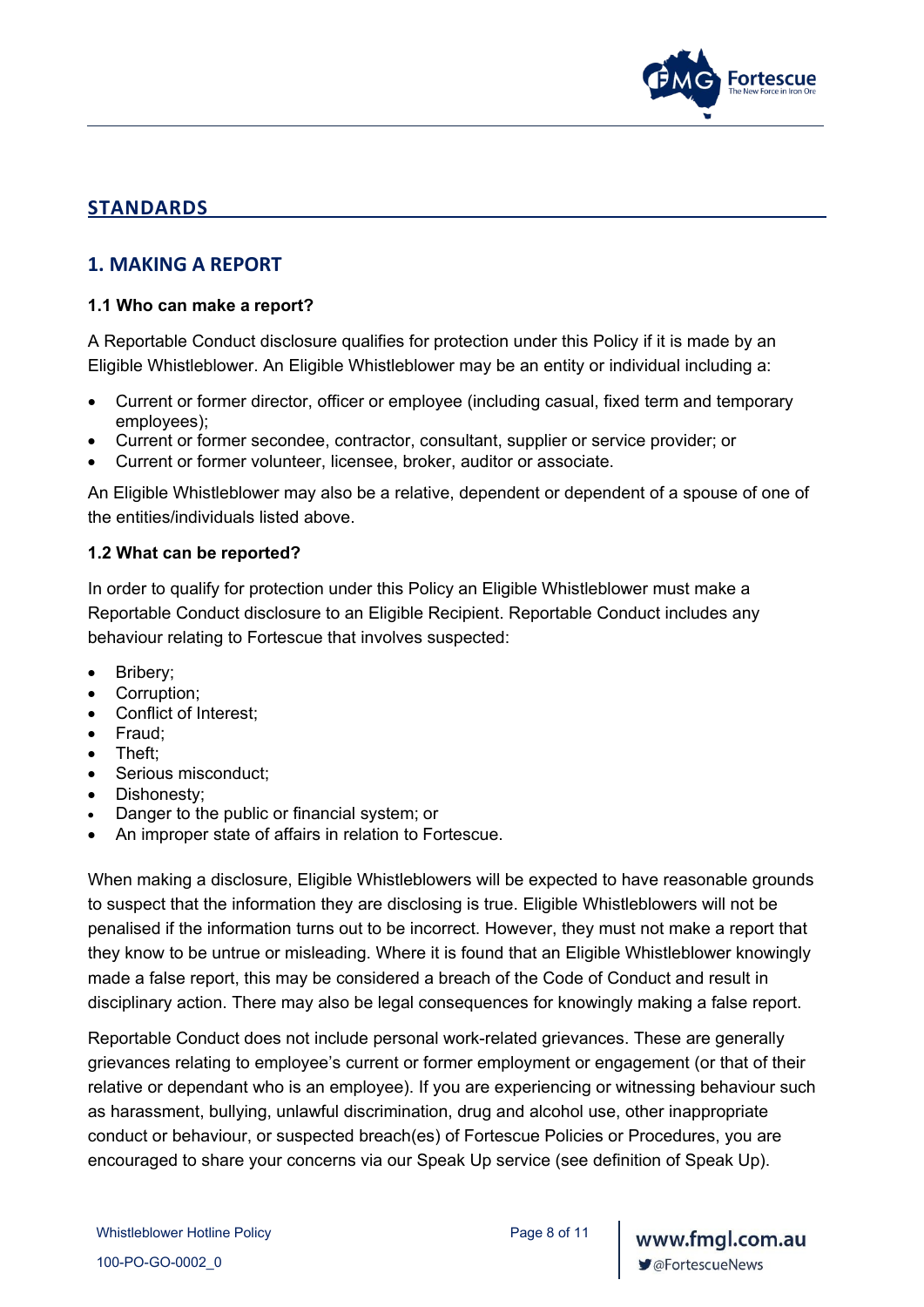## STANDARDS

## 1. MAKING A REPORT

### 1.1 Who can make a report?

A Reportable Conduct disclosure qualifies for protection under this Policy if it is made by an Eligible Whistleblower. An Eligible Whistleblower may be an entity or individual including a:

- Current or former director, officer or employee (including casual, fixed term and temporary employees);
- Current or former secondee, contractor, consultant, supplier or service provider; or
- Current or former volunteer, licensee, broker, auditor or associate.

An Eligible Whistleblower may also be a relative, dependent or dependent of a spouse of one of the entities/individuals listed above.

### 1.2 What can be reported?

In order to qualify for protection under this Policy an Eligible Whistleblower must make a Reportable Conduct disclosure to an Eligible Recipient. Reportable Conduct includes any behaviour relating to Fortescue that involves suspected:

- Bribery;
- Corruption;
- Conflict of Interest;
- Fraud;
- Theft;
- Serious misconduct;
- Dishonesty;
- Danger to the public or financial system; or
- An improper state of affairs in relation to Fortescue.

When making a disclosure, Eligible Whistleblowers will be expected to have reasonable grounds to suspect that the information they are disclosing is true. Eligible Whistleblowers will not be penalised if the information turns out to be incorrect. However, they must not make a report that they know to be untrue or misleading. Where it is found that an Eligible Whistleblower knowingly made a false report, this may be considered a breach of the Code of Conduct and result in disciplinary action. There may also be legal consequences for knowingly making a false report.

Reportable Conduct does not include personal work-related grievances. These are generally grievances relating to employee's current or former employment or engagement (or that of their relative or dependant who is an employee). If you are experiencing or witnessing behaviour such as harassment, bullying, unlawful discrimination, drug and alcohol use, other inappropriate conduct or behaviour, or suspected breach(es) of Fortescue Policies or Procedures, you are encouraged to share your concerns via our Speak Up service (see definition of Speak Up).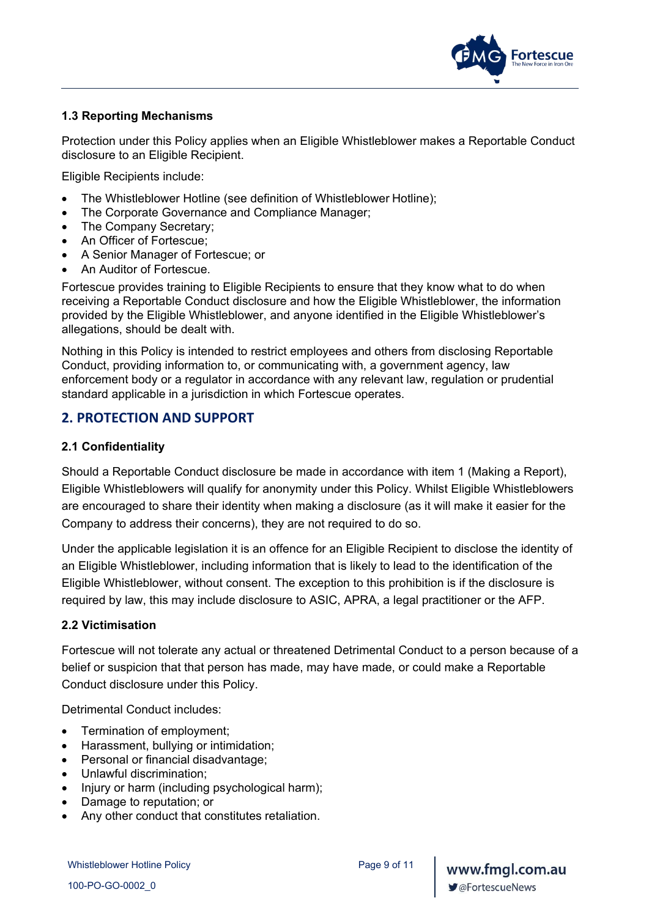### 1.3 Reporting Mechanisms

Protection under this Policy applies when an Eligible Whistleblower makes a Reportable Conduct disclosure to an Eligible Recipient.

Eligible Recipients include:

- The Whistleblower Hotline (see definition of Whistleblower Hotline);
- The Corporate Governance and Compliance Manager;
- The Company Secretary;
- An Officer of Fortescue;
- A Senior Manager of Fortescue; or
- An Auditor of Fortescue.

Fortescue provides training to Eligible Recipients to ensure that they know what to do when receiving a Reportable Conduct disclosure and how the Eligible Whistleblower, the information provided by the Eligible Whistleblower, and anyone identified in the Eligible Whistleblower's allegations, should be dealt with.

Nothing in this Policy is intended to restrict employees and others from disclosing Reportable Conduct, providing information to, or communicating with, a government agency, law enforcement body or a regulator in accordance with any relevant law, regulation or prudential standard applicable in a jurisdiction in which Fortescue operates.

## 2. PROTECTION AND SUPPORT

### 2.1 Confidentiality

Should a Reportable Conduct disclosure be made in accordance with item 1 (Making a Report), Eligible Whistleblowers will qualify for anonymity under this Policy. Whilst Eligible Whistleblowers are encouraged to share their identity when making a disclosure (as it will make it easier for the Company to address their concerns), they are not required to do so.

Under the applicable legislation it is an offence for an Eligible Recipient to disclose the identity of an Eligible Whistleblower, including information that is likely to lead to the identification of the Eligible Whistleblower, without consent. The exception to this prohibition is if the disclosure is required by law, this may include disclosure to ASIC, APRA, a legal practitioner or the AFP.

### 2.2 Victimisation

Fortescue will not tolerate any actual or threatened Detrimental Conduct to a person because of a belief or suspicion that that person has made, may have made, or could make a Reportable Conduct disclosure under this Policy.

Detrimental Conduct includes:

- Termination of employment;
- Harassment, bullying or intimidation;
- Personal or financial disadvantage;
- Unlawful discrimination;
- Injury or harm (including psychological harm);
- Damage to reputation; or
- Any other conduct that constitutes retaliation.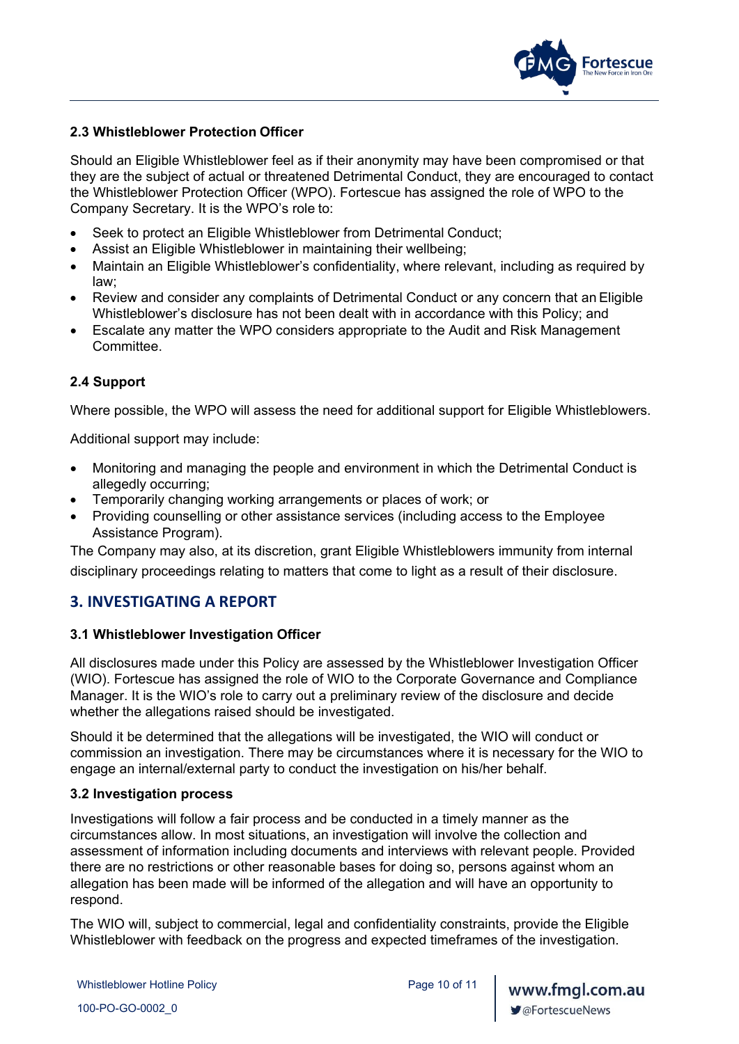### 2.3 Whistleblower Protection Officer

Should an Eligible Whistleblower feel as if their anonymity may have been compromised or that they are the subject of actual or threatened Detrimental Conduct, they are encouraged to contact the Whistleblower Protection Officer (WPO). Fortescue has assigned the role of WPO to the Company Secretary. It is the WPO's role to:

- Seek to protect an Eligible Whistleblower from Detrimental Conduct;
- Assist an Eligible Whistleblower in maintaining their wellbeing;
- Maintain an Eligible Whistleblower's confidentiality, where relevant, including as required by law;
- Review and consider any complaints of Detrimental Conduct or any concern that an Eligible Whistleblower's disclosure has not been dealt with in accordance with this Policy; and
- Escalate any matter the WPO considers appropriate to the Audit and Risk Management Committee.

### 2.4 Support

Where possible, the WPO will assess the need for additional support for Eligible Whistleblowers.

Additional support may include:

- Monitoring and managing the people and environment in which the Detrimental Conduct is allegedly occurring;
- Temporarily changing working arrangements or places of work; or
- Providing counselling or other assistance services (including access to the Employee Assistance Program).

The Company may also, at its discretion, grant Eligible Whistleblowers immunity from internal disciplinary proceedings relating to matters that come to light as a result of their disclosure.

## 3. INVESTIGATING A REPORT

### 3.1 Whistleblower Investigation Officer

All disclosures made under this Policy are assessed by the Whistleblower Investigation Officer (WIO). Fortescue has assigned the role of WIO to the Corporate Governance and Compliance Manager. It is the WIO's role to carry out a preliminary review of the disclosure and decide whether the allegations raised should be investigated.

Should it be determined that the allegations will be investigated, the WIO will conduct or commission an investigation. There may be circumstances where it is necessary for the WIO to engage an internal/external party to conduct the investigation on his/her behalf.

### 3.2 Investigation process

Investigations will follow a fair process and be conducted in a timely manner as the circumstances allow. In most situations, an investigation will involve the collection and assessment of information including documents and interviews with relevant people. Provided there are no restrictions or other reasonable bases for doing so, persons against whom an allegation has been made will be informed of the allegation and will have an opportunity to respond.

The WIO will, subject to commercial, legal and confidentiality constraints, provide the Eligible Whistleblower with feedback on the progress and expected timeframes of the investigation.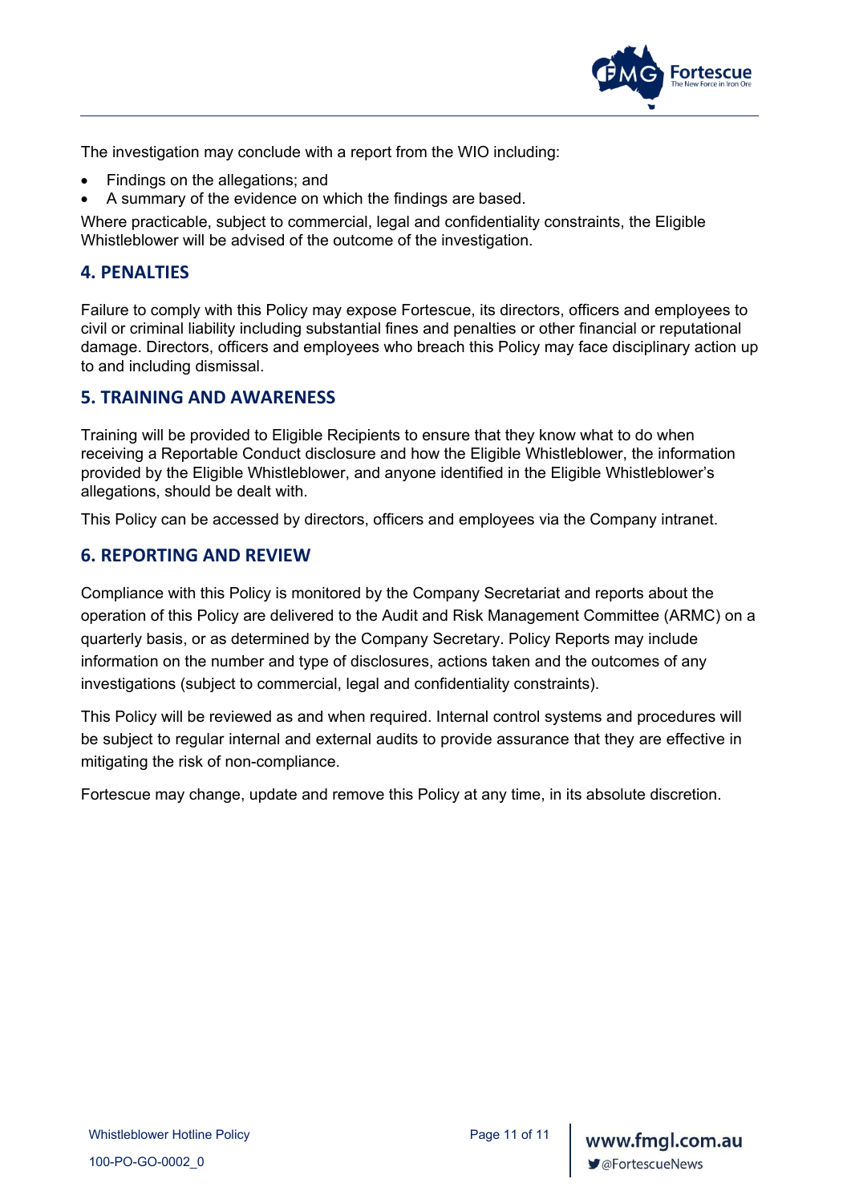The investigation may conclude with a report from the WIO including:

- Findings on the allegations; and
- A summary of the evidence on which the findings are based.

Where practicable, subject to commercial, legal and confidentiality constraints, the Eligible Whistleblower will be advised of the outcome of the investigation.

## 4. PENALTIES

Failure to comply with this Policy may expose Fortescue, its directors, officers and employees to civil or criminal liability including substantial fines and penalties or other financial or reputational damage. Directors, officers and employees who breach this Policy may face disciplinary action up to and including dismissal.

## 5. TRAINING AND AWARENESS

Training will be provided to Eligible Recipients to ensure that they know what to do when receiving a Reportable Conduct disclosure and how the Eligible Whistleblower, the information provided by the Eligible Whistleblower, and anyone identified in the Eligible Whistleblower's allegations, should be dealt with.

This Policy can be accessed by directors, officers and employees via the Company intranet.

## 6. REPORTING AND REVIEW

Compliance with this Policy is monitored by the Company Secretariat and reports about the operation of this Policy are delivered to the Audit and Risk Management Committee (ARMC) on a quarterly basis, or as determined by the Company Secretary. Policy Reports may include information on the number and type of disclosures, actions taken and the outcomes of any investigations (subject to commercial, legal and confidentiality constraints).

This Policy will be reviewed as and when required. Internal control systems and procedures will be subject to regular internal and external audits to provide assurance that they are effective in mitigating the risk of non-compliance.

Fortescue may change, update and remove this Policy at any time, in its absolute discretion.